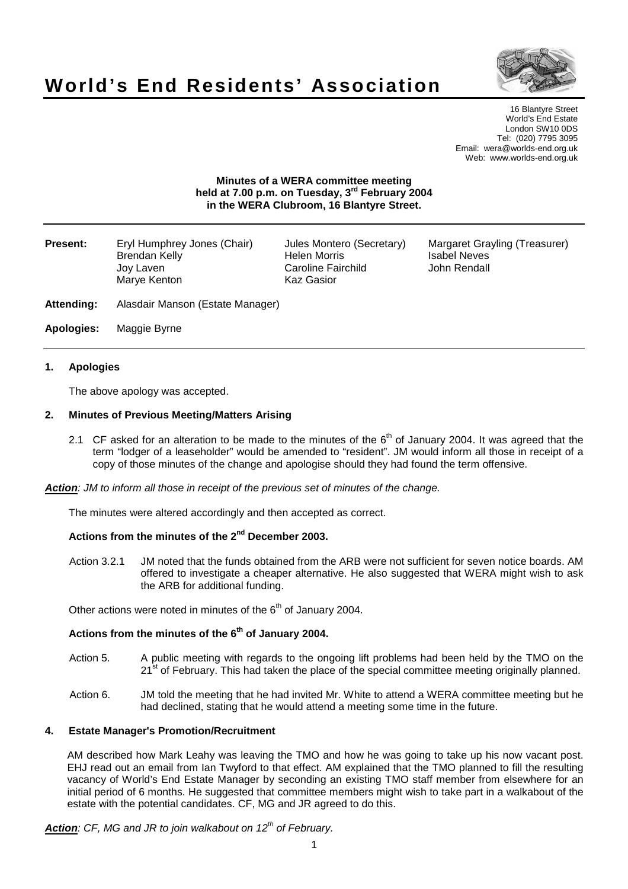# World's End Residents' Association

16 Blantyre Street
World's End Estate
London SW10 0DS
Tel: (020) 7795 3095
Email: wera@worlds-end.org.uk
Web: www.worlds-end.org.uk

**Minutes of a WERA committee meeting held at 7.00 p.m. on Tuesday, 3rd February 2004 in the WERA Clubroom, 16 Blantyre Street.**

| | | | |
|---|---|---|---|
| **Present:** | Eryl Humphrey Jones (Chair) | Jules Montero (Secretary) | Margaret Grayling (Treasurer) |
| | Brendan Kelly | Helen Morris | Isabel Neves |
| | Joy Laven | Caroline Fairchild | John Rendall |
| | Marye Kenton | Kaz Gasior | |

**Attending:** Alasdair Manson (Estate Manager)

**Apologies:** Maggie Byrne

## 1. Apologies

The above apology was accepted.

## 2. Minutes of Previous Meeting/Matters Arising

2.1 CF asked for an alteration to be made to the minutes of the 6th of January 2004. It was agreed that the term "lodger of a leaseholder" would be amended to "resident". JM would inform all those in receipt of a copy of those minutes of the change and apologise should they had found the term offensive.

***Action**: JM to inform all those in receipt of the previous set of minutes of the change.*

The minutes were altered accordingly and then accepted as correct.

### Actions from the minutes of the 2nd December 2003.

Action 3.2.1 JM noted that the funds obtained from the ARB were not sufficient for seven notice boards. AM offered to investigate a cheaper alternative. He also suggested that WERA might wish to ask the ARB for additional funding.

Other actions were noted in minutes of the 6th of January 2004.

### Actions from the minutes of the 6th of January 2004.

Action 5. A public meeting with regards to the ongoing lift problems had been held by the TMO on the 21st of February. This had taken the place of the special committee meeting originally planned.

Action 6. JM told the meeting that he had invited Mr. White to attend a WERA committee meeting but he had declined, stating that he would attend a meeting some time in the future.

## 4. Estate Manager's Promotion/Recruitment

AM described how Mark Leahy was leaving the TMO and how he was going to take up his now vacant post. EHJ read out an email from Ian Twyford to that effect. AM explained that the TMO planned to fill the resulting vacancy of World's End Estate Manager by seconding an existing TMO staff member from elsewhere for an initial period of 6 months. He suggested that committee members might wish to take part in a walkabout of the estate with the potential candidates. CF, MG and JR agreed to do this.

***Action**: CF, MG and JR to join walkabout on 12th of February.*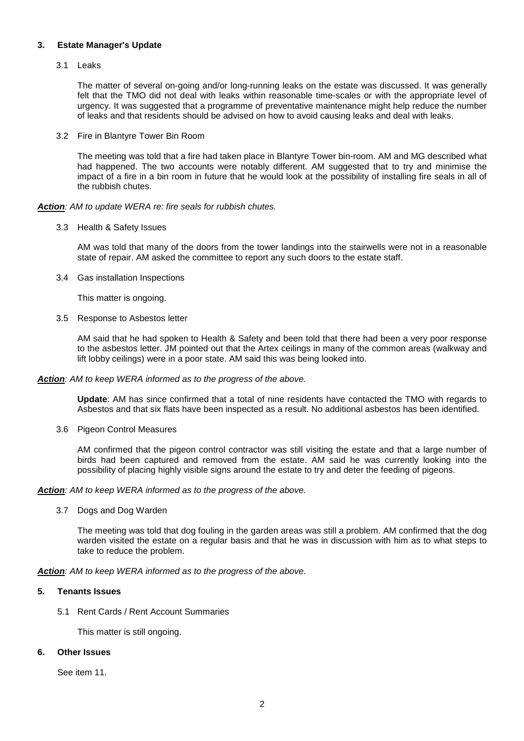## 3. Estate Manager's Update

### 3.1 Leaks

The matter of several on-going and/or long-running leaks on the estate was discussed. It was generally felt that the TMO did not deal with leaks within reasonable time-scales or with the appropriate level of urgency. It was suggested that a programme of preventative maintenance might help reduce the number of leaks and that residents should be advised on how to avoid causing leaks and deal with leaks.

### 3.2 Fire in Blantyre Tower Bin Room

The meeting was told that a fire had taken place in Blantyre Tower bin-room. AM and MG described what had happened. The two accounts were notably different. AM suggested that to try and minimise the impact of a fire in a bin room in future that he would look at the possibility of installing fire seals in all of the rubbish chutes.

***Action**: AM to update WERA re: fire seals for rubbish chutes.*

### 3.3 Health & Safety Issues

AM was told that many of the doors from the tower landings into the stairwells were not in a reasonable state of repair. AM asked the committee to report any such doors to the estate staff.

### 3.4 Gas installation Inspections

This matter is ongoing.

### 3.5 Response to Asbestos letter

AM said that he had spoken to Health & Safety and been told that there had been a very poor response to the asbestos letter. JM pointed out that the Artex ceilings in many of the common areas (walkway and lift lobby ceilings) were in a poor state. AM said this was being looked into.

***Action**: AM to keep WERA informed as to the progress of the above.*

**Update**: AM has since confirmed that a total of nine residents have contacted the TMO with regards to Asbestos and that six flats have been inspected as a result. No additional asbestos has been identified.

### 3.6 Pigeon Control Measures

AM confirmed that the pigeon control contractor was still visiting the estate and that a large number of birds had been captured and removed from the estate. AM said he was currently looking into the possibility of placing highly visible signs around the estate to try and deter the feeding of pigeons.

***Action**: AM to keep WERA informed as to the progress of the above.*

### 3.7 Dogs and Dog Warden

The meeting was told that dog fouling in the garden areas was still a problem. AM confirmed that the dog warden visited the estate on a regular basis and that he was in discussion with him as to what steps to take to reduce the problem.

***Action**: AM to keep WERA informed as to the progress of the above.*

## 5. Tenants Issues

### 5.1 Rent Cards / Rent Account Summaries

This matter is still ongoing.

## 6. Other Issues

See item 11.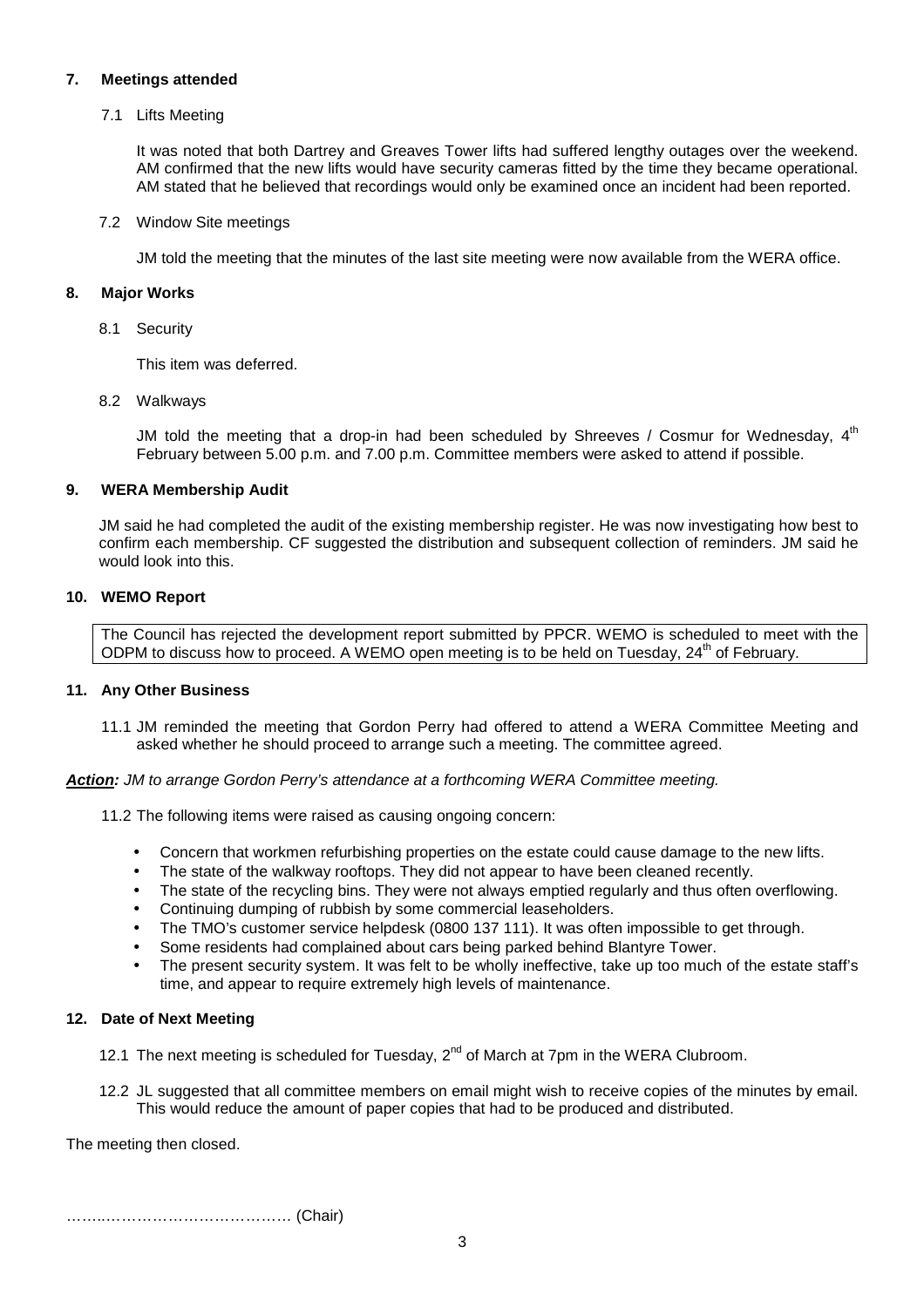## 7. Meetings attended

### 7.1 Lifts Meeting

It was noted that both Dartrey and Greaves Tower lifts had suffered lengthy outages over the weekend. AM confirmed that the new lifts would have security cameras fitted by the time they became operational. AM stated that he believed that recordings would only be examined once an incident had been reported.

### 7.2 Window Site meetings

JM told the meeting that the minutes of the last site meeting were now available from the WERA office.

## 8. Major Works

### 8.1 Security

This item was deferred.

### 8.2 Walkways

JM told the meeting that a drop-in had been scheduled by Shreeves / Cosmur for Wednesday, 4th February between 5.00 p.m. and 7.00 p.m. Committee members were asked to attend if possible.

## 9. WERA Membership Audit

JM said he had completed the audit of the existing membership register. He was now investigating how best to confirm each membership. CF suggested the distribution and subsequent collection of reminders. JM said he would look into this.

## 10. WEMO Report

The Council has rejected the development report submitted by PPCR. WEMO is scheduled to meet with the ODPM to discuss how to proceed. A WEMO open meeting is to be held on Tuesday, 24th of February.

## 11. Any Other Business

11.1 JM reminded the meeting that Gordon Perry had offered to attend a WERA Committee Meeting and asked whether he should proceed to arrange such a meeting. The committee agreed.

***Action:*** *JM to arrange Gordon Perry's attendance at a forthcoming WERA Committee meeting.*

11.2 The following items were raised as causing ongoing concern:

- Concern that workmen refurbishing properties on the estate could cause damage to the new lifts.
- The state of the walkway rooftops. They did not appear to have been cleaned recently.
- The state of the recycling bins. They were not always emptied regularly and thus often overflowing.
- Continuing dumping of rubbish by some commercial leaseholders.
- The TMO's customer service helpdesk (0800 137 111). It was often impossible to get through.
- Some residents had complained about cars being parked behind Blantyre Tower.
- The present security system. It was felt to be wholly ineffective, take up too much of the estate staff's time, and appear to require extremely high levels of maintenance.

## 12. Date of Next Meeting

12.1 The next meeting is scheduled for Tuesday, 2nd of March at 7pm in the WERA Clubroom.

12.2 JL suggested that all committee members on email might wish to receive copies of the minutes by email. This would reduce the amount of paper copies that had to be produced and distributed.

The meeting then closed.

……..………………………………. (Chair)